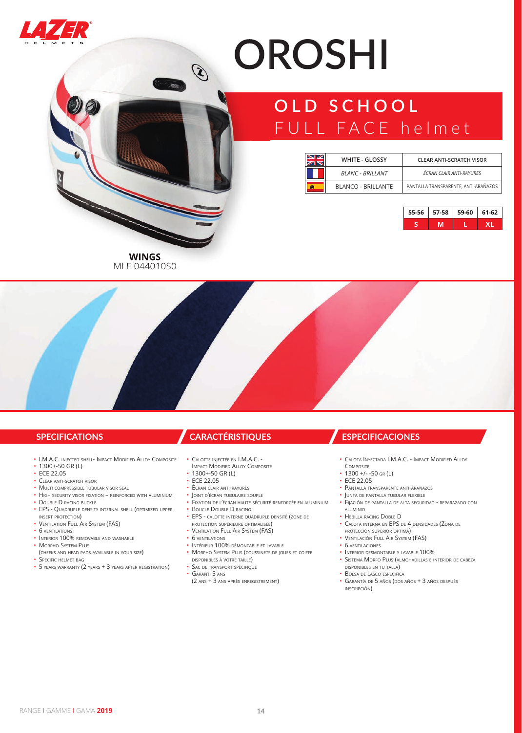LAZER HELMETS

# OROSHI

## OLD SCHOOL FULL FACE helmet

| | | |
|---|---|---|
| UK | WHITE - GLOSSY | CLEAR ANTI-SCRATCH VISOR |
| FR | *BLANC - BRILLANT* | *ÉCRAN CLAIR ANTI-RAYURES* |
| ES | BLANCO - BRILLANTE | PANTALLA TRANSPARENTE, ANTI-ARAÑAZOS |

| 55-56 | 57-58 | 59-60 | 61-62 |
|---|---|---|---|
| S | M | L | XL |

**WINGS**
MLE 044010S0

## SPECIFICATIONS

- I.M.A.C. injected shell- Impact Modified Alloy Composite
- 1300+-50 GR (L)
- ECE 22.05
- Clear anti-scratch visor
- Multi compressible tubular visor seal
- High security visor fixation – reinforced with aluminium
- Double D racing buckle
- EPS - Quadruple density internal shell (optimized upper insert protection)
- Ventilation Full Air System (FAS)
- 6 ventilations
- Interior 100% removable and washable
- Morpho System Plus (cheeks and head pads available in your size)
- Specific helmet bag
- 5 years warranty (2 years + 3 years after registration)

## CARACTÉRISTIQUES

- Calotte injectée en I.M.A.C. - Impact Modified Alloy Composite
- 1300+-50 GR (L)
- ECE 22.05
- Écran clair anti-rayures
- Joint d'écran tubulaire souple
- Fixation de l'écran haute sécurité renforcée en aluminium
- Boucle Double D racing
- EPS - calotte interne quadruple densité (zone de protection supérieure optimalisée)
- Ventilation Full Air System (FAS)
- 6 ventilations
- Intérieur 100% démontable et lavable
- Morpho System Plus (coussinets de joues et coiffe disponibles à votre taille)
- Sac de transport spécifique
- Garanti 5 ans (2 ans + 3 ans après enregistrement)

## ESPECIFICACIONES

- Calota Inyectada I.M.A.C. - Impact Modified Alloy Composite
- 1300 +/- -50 gr (L)
- ECE 22.05
- Pantalla transparente anti-arañazos
- Junta de pantalla tubular flexible
- Fijación de pantalla de alta seguridad - reparazado con aluminio
- Hebilla racing Doble D
- Calota interna en EPS de 4 densidades (Zona de protección superior óptima)
- Ventilación Full Air System (FAS)
- 6 ventilaciones
- Interior desmontable y lavable 100%
- Sistema Morfo Plus (almohadillas e interior de cabeza disponibles en tu talla)
- Bolsa de casco específica
- Garantía de 5 años (dos años + 3 años después inscripción)

RANGE I GAMME I GAMA **2019**